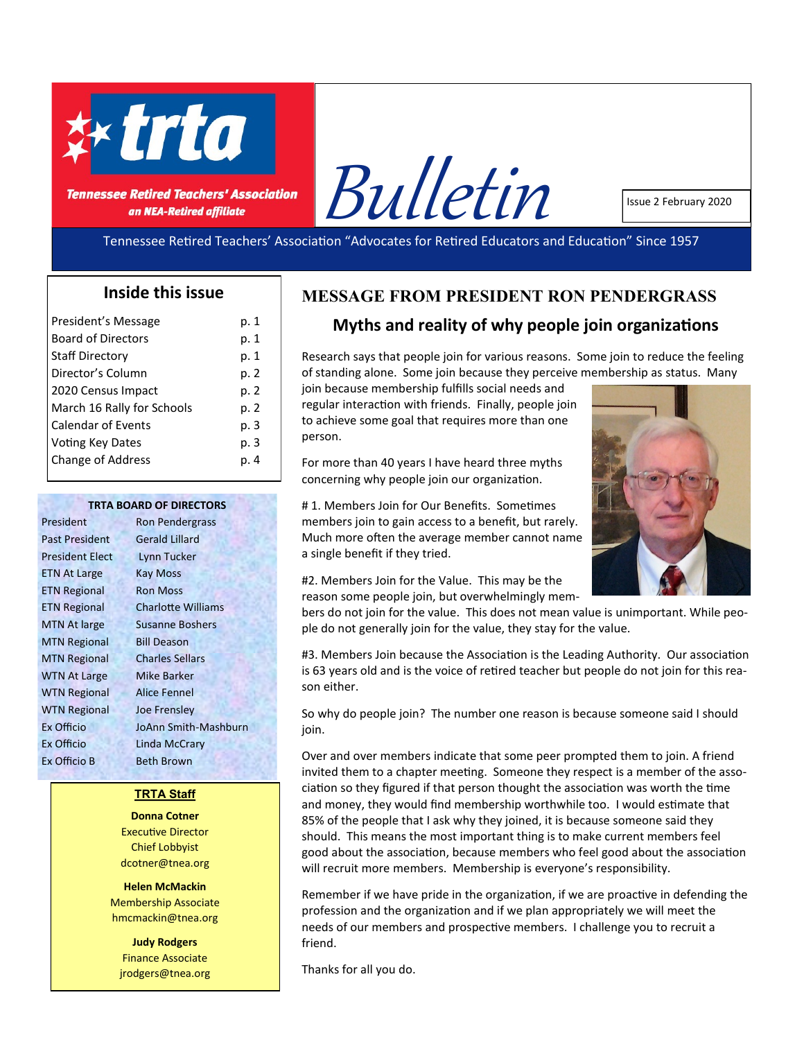# trta

**Tennessee Retired Teachers' Association**
*an NEA-Retired affiliate*

# Bulletin

Issue 2 February 2020

Tennessee Retired Teachers' Association "Advocates for Retired Educators and Education" Since 1957

## Inside this issue

| | |
|---|---|
| President's Message | p. 1 |
| Board of Directors | p. 1 |
| Staff Directory | p. 1 |
| Director's Column | p. 2 |
| 2020 Census Impact | p. 2 |
| March 16 Rally for Schools | p. 2 |
| Calendar of Events | p. 3 |
| Voting Key Dates | p. 3 |
| Change of Address | p. 4 |

**TRTA BOARD OF DIRECTORS**

| | |
|---|---|
| President | Ron Pendergrass |
| Past President | Gerald Lillard |
| President Elect | Lynn Tucker |
| ETN At Large | Kay Moss |
| ETN Regional | Ron Moss |
| ETN Regional | Charlotte Williams |
| MTN At large | Susanne Boshers |
| MTN Regional | Bill Deason |
| MTN Regional | Charles Sellars |
| WTN At Large | Mike Barker |
| WTN Regional | Alice Fennel |
| WTN Regional | Joe Frensley |
| Ex Officio | JoAnn Smith-Mashburn |
| Ex Officio | Linda McCrary |
| Ex Officio B | Beth Brown |

**TRTA Staff**

**Donna Cotner**
Executive Director
Chief Lobbyist
dcotner@tnea.org

**Helen McMackin**
Membership Associate
hmcmackin@tnea.org

**Judy Rodgers**
Finance Associate
jrodgers@tnea.org

## MESSAGE FROM PRESIDENT RON PENDERGRASS

### Myths and reality of why people join organizations

Research says that people join for various reasons. Some join to reduce the feeling of standing alone. Some join because they perceive membership as status. Many join because membership fulfills social needs and regular interaction with friends. Finally, people join to achieve some goal that requires more than one person.

For more than 40 years I have heard three myths concerning why people join our organization.

# 1. Members Join for Our Benefits. Sometimes members join to gain access to a benefit, but rarely. Much more often the average member cannot name a single benefit if they tried.

#2. Members Join for the Value. This may be the reason some people join, but overwhelmingly members do not join for the value. This does not mean value is unimportant. While people do not generally join for the value, they stay for the value.

#3. Members Join because the Association is the Leading Authority. Our association is 63 years old and is the voice of retired teacher but people do not join for this reason either.

So why do people join? The number one reason is because someone said I should join.

Over and over members indicate that some peer prompted them to join. A friend invited them to a chapter meeting. Someone they respect is a member of the association so they figured if that person thought the association was worth the time and money, they would find membership worthwhile too. I would estimate that 85% of the people that I ask why they joined, it is because someone said they should. This means the most important thing is to make current members feel good about the association, because members who feel good about the association will recruit more members. Membership is everyone's responsibility.

Remember if we have pride in the organization, if we are proactive in defending the profession and the organization and if we plan appropriately we will meet the needs of our members and prospective members. I challenge you to recruit a friend.

Thanks for all you do.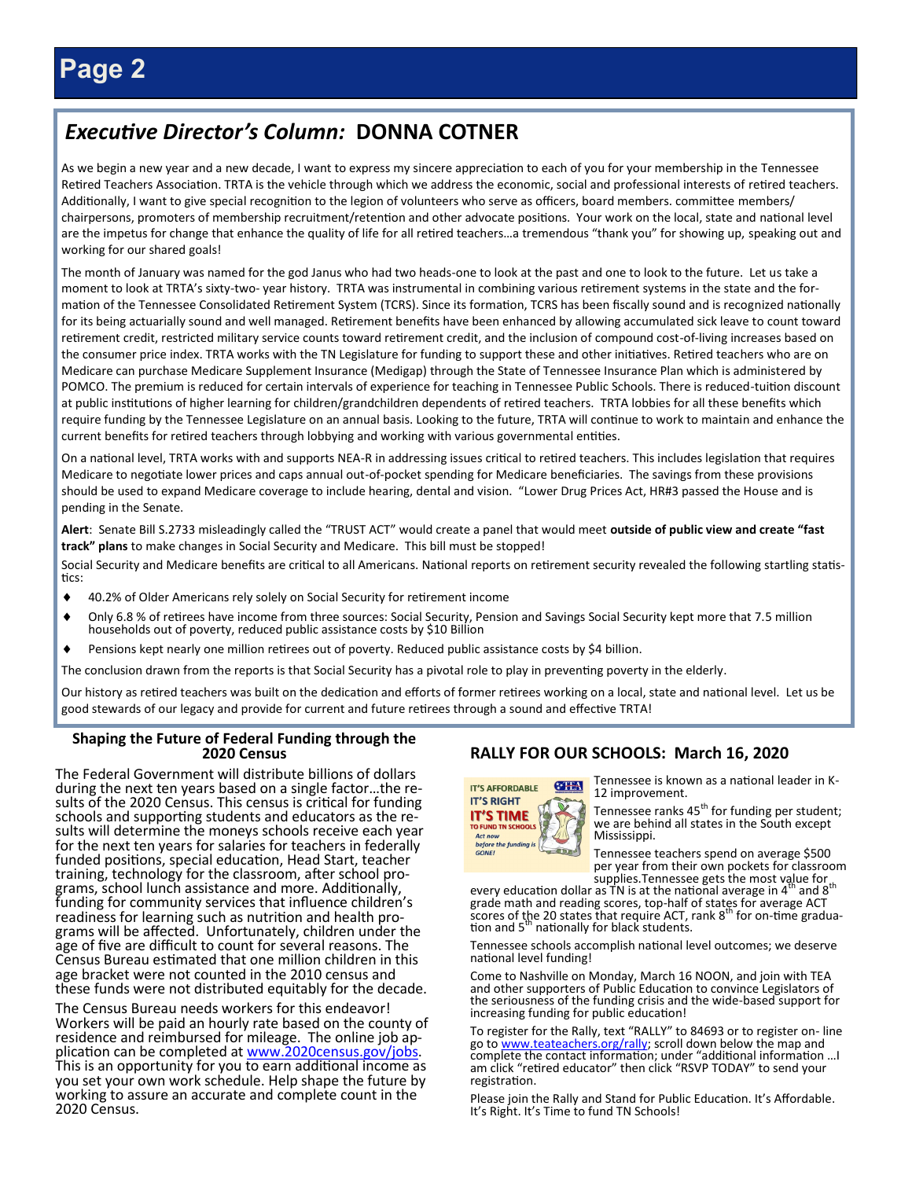## *Executive Director's Column:* DONNA COTNER

As we begin a new year and a new decade, I want to express my sincere appreciation to each of you for your membership in the Tennessee Retired Teachers Association. TRTA is the vehicle through which we address the economic, social and professional interests of retired teachers. Additionally, I want to give special recognition to the legion of volunteers who serve as officers, board members. committee members/ chairpersons, promoters of membership recruitment/retention and other advocate positions. Your work on the local, state and national level are the impetus for change that enhance the quality of life for all retired teachers…a tremendous "thank you" for showing up, speaking out and working for our shared goals!

The month of January was named for the god Janus who had two heads-one to look at the past and one to look to the future. Let us take a moment to look at TRTA's sixty-two- year history. TRTA was instrumental in combining various retirement systems in the state and the formation of the Tennessee Consolidated Retirement System (TCRS). Since its formation, TCRS has been fiscally sound and is recognized nationally for its being actuarially sound and well managed. Retirement benefits have been enhanced by allowing accumulated sick leave to count toward retirement credit, restricted military service counts toward retirement credit, and the inclusion of compound cost-of-living increases based on the consumer price index. TRTA works with the TN Legislature for funding to support these and other initiatives. Retired teachers who are on Medicare can purchase Medicare Supplement Insurance (Medigap) through the State of Tennessee Insurance Plan which is administered by POMCO. The premium is reduced for certain intervals of experience for teaching in Tennessee Public Schools. There is reduced-tuition discount at public institutions of higher learning for children/grandchildren dependents of retired teachers. TRTA lobbies for all these benefits which require funding by the Tennessee Legislature on an annual basis. Looking to the future, TRTA will continue to work to maintain and enhance the current benefits for retired teachers through lobbying and working with various governmental entities.

On a national level, TRTA works with and supports NEA-R in addressing issues critical to retired teachers. This includes legislation that requires Medicare to negotiate lower prices and caps annual out-of-pocket spending for Medicare beneficiaries. The savings from these provisions should be used to expand Medicare coverage to include hearing, dental and vision. "Lower Drug Prices Act, HR#3 passed the House and is pending in the Senate.

**Alert**: Senate Bill S.2733 misleadingly called the "TRUST ACT" would create a panel that would meet **outside of public view and create "fast track" plans** to make changes in Social Security and Medicare. This bill must be stopped!

Social Security and Medicare benefits are critical to all Americans. National reports on retirement security revealed the following startling statistics:

- 40.2% of Older Americans rely solely on Social Security for retirement income
- Only 6.8 % of retirees have income from three sources: Social Security, Pension and Savings Social Security kept more that 7.5 million households out of poverty, reduced public assistance costs by $10 Billion
- Pensions kept nearly one million retirees out of poverty. Reduced public assistance costs by $4 billion.

The conclusion drawn from the reports is that Social Security has a pivotal role to play in preventing poverty in the elderly.

Our history as retired teachers was built on the dedication and efforts of former retirees working on a local, state and national level. Let us be good stewards of our legacy and provide for current and future retirees through a sound and effective TRTA!

### Shaping the Future of Federal Funding through the 2020 Census

The Federal Government will distribute billions of dollars during the next ten years based on a single factor…the results of the 2020 Census. This census is critical for funding schools and supporting students and educators as the results will determine the moneys schools receive each year for the next ten years for salaries for teachers in federally funded positions, special education, Head Start, teacher training, technology for the classroom, after school programs, school lunch assistance and more. Additionally, funding for community services that influence children's readiness for learning such as nutrition and health programs will be affected. Unfortunately, children under the age of five are difficult to count for several reasons. The Census Bureau estimated that one million children in this age bracket were not counted in the 2010 census and these funds were not distributed equitably for the decade.

The Census Bureau needs workers for this endeavor! Workers will be paid an hourly rate based on the county of residence and reimbursed for mileage. The online job application can be completed at www.2020census.gov/jobs. This is an opportunity for you to earn additional income as you set your own work schedule. Help shape the future by working to assure an accurate and complete count in the 2020 Census.

### RALLY FOR OUR SCHOOLS: March 16, 2020

IT'S AFFORDABLE
IT'S RIGHT
IT'S TIME
TO FUND TN SCHOOLS
Act now before the funding is GONE!

Tennessee is known as a national leader in K-12 improvement.

Tennessee ranks 45th for funding per student; we are behind all states in the South except Mississippi.

Tennessee teachers spend on average $500 per year from their own pockets for classroom supplies.Tennessee gets the most value for every education dollar as TN is at the national average in 4th and 8th grade math and reading scores, top-half of states for average ACT scores of the 20 states that require ACT, rank 8th for on-time graduation and 5th nationally for black students.

Tennessee schools accomplish national level outcomes; we deserve national level funding!

Come to Nashville on Monday, March 16 NOON, and join with TEA and other supporters of Public Education to convince Legislators of the seriousness of the funding crisis and the wide-based support for increasing funding for public education!

To register for the Rally, text "RALLY" to 84693 or to register on- line go to www.teateachers.org/rally; scroll down below the map and complete the contact information; under "additional information …I am click "retired educator" then click "RSVP TODAY" to send your registration.

Please join the Rally and Stand for Public Education. It's Affordable. It's Right. It's Time to fund TN Schools!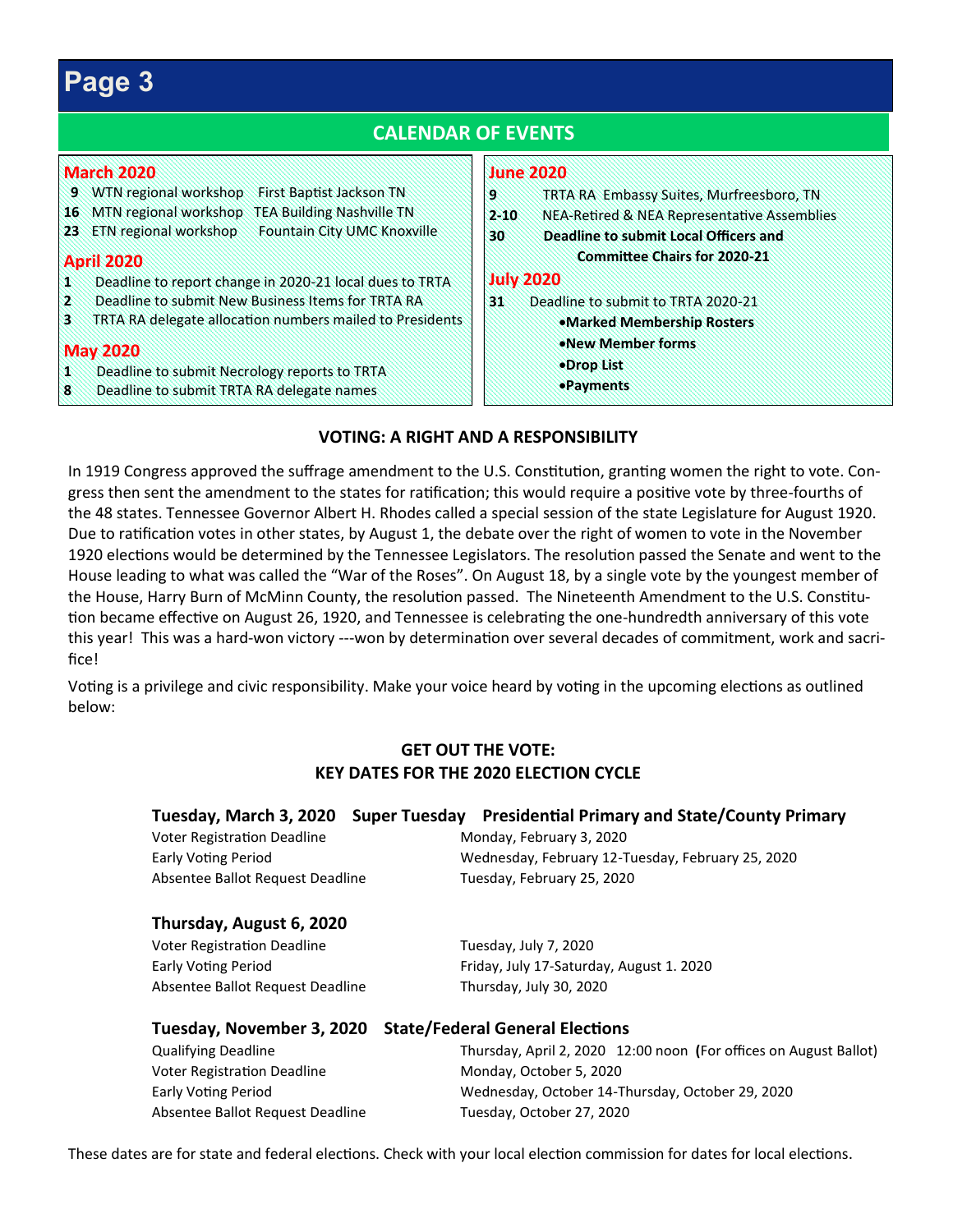# Page 3

## CALENDAR OF EVENTS

**March 2020**

- **9** WTN regional workshop First Baptist Jackson TN
- **16** MTN regional workshop TEA Building Nashville TN
- **23** ETN regional workshop Fountain City UMC Knoxville

**April 2020**

- **1** Deadline to report change in 2020-21 local dues to TRTA
- **2** Deadline to submit New Business Items for TRTA RA
- **3** TRTA RA delegate allocation numbers mailed to Presidents

**May 2020**

- **1** Deadline to submit Necrology reports to TRTA
- **8** Deadline to submit TRTA RA delegate names

**June 2020**

- **9** TRTA RA Embassy Suites, Murfreesboro, TN
- **2-10** NEA-Retired & NEA Representative Assemblies
- **30** **Deadline to submit Local Officers and Committee Chairs for 2020-21**

**July 2020**

- **31** Deadline to submit to TRTA 2020-21
  - **Marked Membership Rosters**
  - **New Member forms**
  - **Drop List**
  - **Payments**

## VOTING: A RIGHT AND A RESPONSIBILITY

In 1919 Congress approved the suffrage amendment to the U.S. Constitution, granting women the right to vote. Congress then sent the amendment to the states for ratification; this would require a positive vote by three-fourths of the 48 states. Tennessee Governor Albert H. Rhodes called a special session of the state Legislature for August 1920. Due to ratification votes in other states, by August 1, the debate over the right of women to vote in the November 1920 elections would be determined by the Tennessee Legislators. The resolution passed the Senate and went to the House leading to what was called the "War of the Roses". On August 18, by a single vote by the youngest member of the House, Harry Burn of McMinn County, the resolution passed. The Nineteenth Amendment to the U.S. Constitution became effective on August 26, 1920, and Tennessee is celebrating the one-hundredth anniversary of this vote this year! This was a hard-won victory ---won by determination over several decades of commitment, work and sacrifice!

Voting is a privilege and civic responsibility. Make your voice heard by voting in the upcoming elections as outlined below:

## GET OUT THE VOTE: KEY DATES FOR THE 2020 ELECTION CYCLE

**Tuesday, March 3, 2020 Super Tuesday Presidential Primary and State/County Primary**

| | |
|---|---|
| Voter Registration Deadline | Monday, February 3, 2020 |
| Early Voting Period | Wednesday, February 12-Tuesday, February 25, 2020 |
| Absentee Ballot Request Deadline | Tuesday, February 25, 2020 |

**Thursday, August 6, 2020**

| | |
|---|---|
| Voter Registration Deadline | Tuesday, July 7, 2020 |
| Early Voting Period | Friday, July 17-Saturday, August 1. 2020 |
| Absentee Ballot Request Deadline | Thursday, July 30, 2020 |

**Tuesday, November 3, 2020 State/Federal General Elections**

| | |
|---|---|
| Qualifying Deadline | Thursday, April 2, 2020 12:00 noon **(**For offices on August Ballot) |
| Voter Registration Deadline | Monday, October 5, 2020 |
| Early Voting Period | Wednesday, October 14-Thursday, October 29, 2020 |
| Absentee Ballot Request Deadline | Tuesday, October 27, 2020 |

These dates are for state and federal elections. Check with your local election commission for dates for local elections.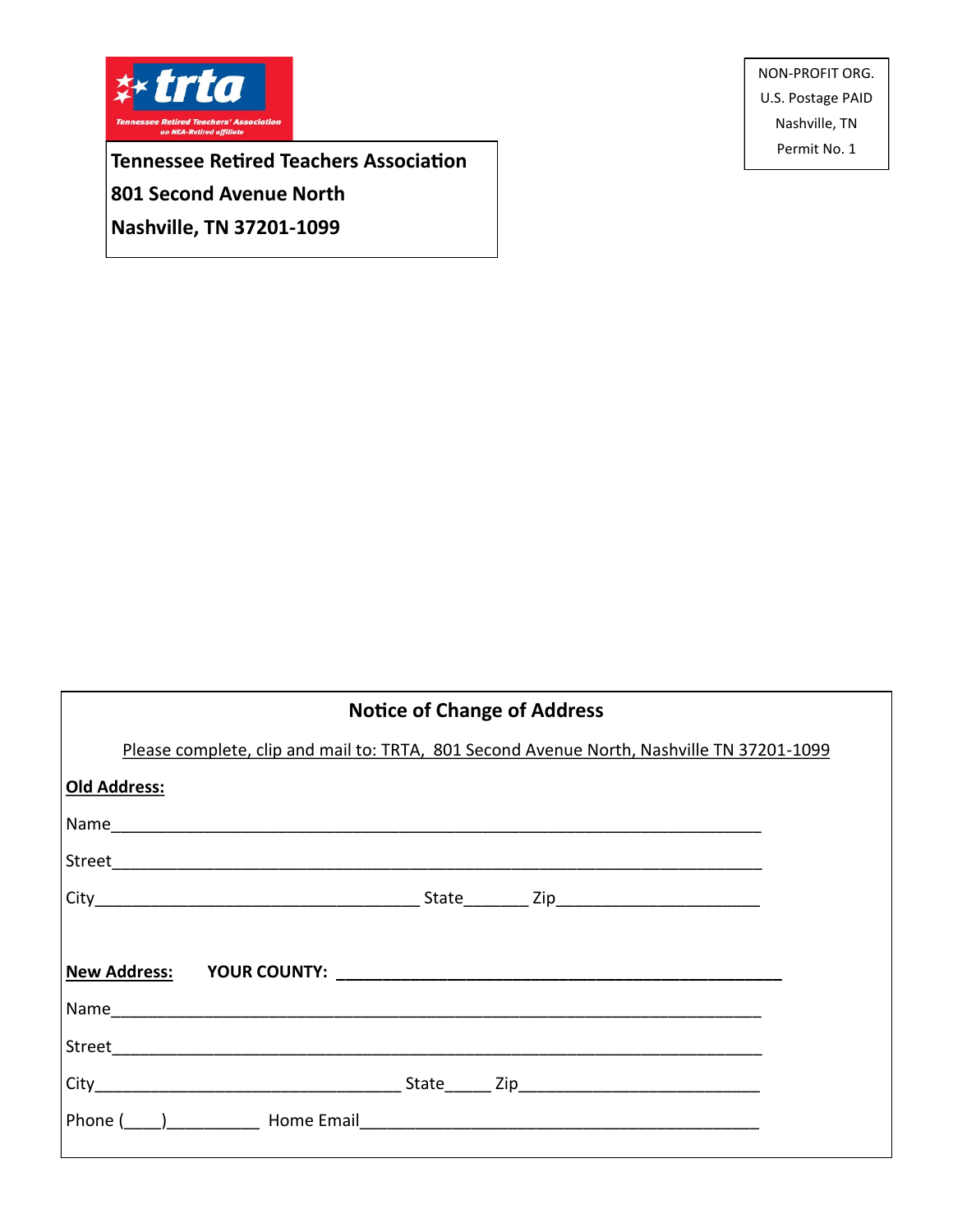trta

Tennessee Retired Teachers' Association
an NEA-Retired affiliate

**Tennessee Retired Teachers Association**
**801 Second Avenue North**
**Nashville, TN 37201-1099**

NON-PROFIT ORG.
U.S. Postage PAID
Nashville, TN
Permit No. 1

## Notice of Change of Address

Please complete, clip and mail to: TRTA, 801 Second Avenue North, Nashville TN 37201-1099

**Old Address:**

Name________________________________________________________________________

Street________________________________________________________________________

City__________________________________ State_______ Zip______________________

**New Address:** **YOUR COUNTY: ________________________________________________**

Name________________________________________________________________________

Street________________________________________________________________________

City__________________________________ State_____ Zip__________________________

Phone (____)__________ Home Email____________________________________________